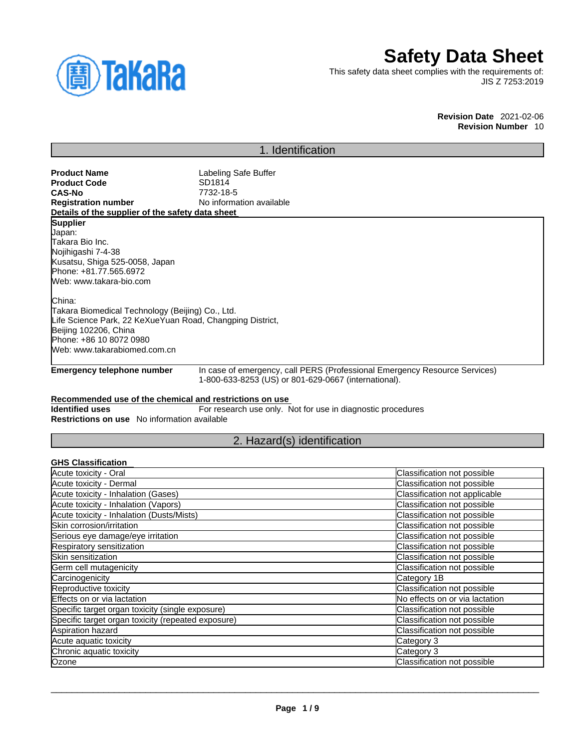# Safety Data Sheet

This safety data sheet complies with the requirements of:
JIS Z 7253:2019

**Revision Date** 2021-02-06
**Revision Number** 10

## 1. Identification

**Product Name** Labeling Safe Buffer
**Product Code** SD1814
**CAS-No** 7732-18-5
**Registration number** No information available

**Details of the supplier of the safety data sheet**

**Supplier**
Japan:
Takara Bio Inc.
Nojihigashi 7-4-38
Kusatsu, Shiga 525-0058, Japan
Phone: +81.77.565.6972
Web: www.takara-bio.com

China:
Takara Biomedical Technology (Beijing) Co., Ltd.
Life Science Park, 22 KeXueYuan Road, Changping District,
Beijing 102206, China
Phone: +86 10 8072 0980
Web: www.takarabiomed.com.cn

**Emergency telephone number** In case of emergency, call PERS (Professional Emergency Resource Services) 1-800-633-8253 (US) or 801-629-0667 (international).

**Recommended use of the chemical and restrictions on use**

**Identified uses** For research use only. Not for use in diagnostic procedures
**Restrictions on use** No information available

## 2. Hazard(s) identification

**GHS Classification**

| Hazard | Classification |
|---|---|
| Acute toxicity - Oral | Classification not possible |
| Acute toxicity - Dermal | Classification not possible |
| Acute toxicity - Inhalation (Gases) | Classification not applicable |
| Acute toxicity - Inhalation (Vapors) | Classification not possible |
| Acute toxicity - Inhalation (Dusts/Mists) | Classification not possible |
| Skin corrosion/irritation | Classification not possible |
| Serious eye damage/eye irritation | Classification not possible |
| Respiratory sensitization | Classification not possible |
| Skin sensitization | Classification not possible |
| Germ cell mutagenicity | Classification not possible |
| Carcinogenicity | Category 1B |
| Reproductive toxicity | Classification not possible |
| Effects on or via lactation | No effects on or via lactation |
| Specific target organ toxicity (single exposure) | Classification not possible |
| Specific target organ toxicity (repeated exposure) | Classification not possible |
| Aspiration hazard | Classification not possible |
| Acute aquatic toxicity | Category 3 |
| Chronic aquatic toxicity | Category 3 |
| Ozone | Classification not possible |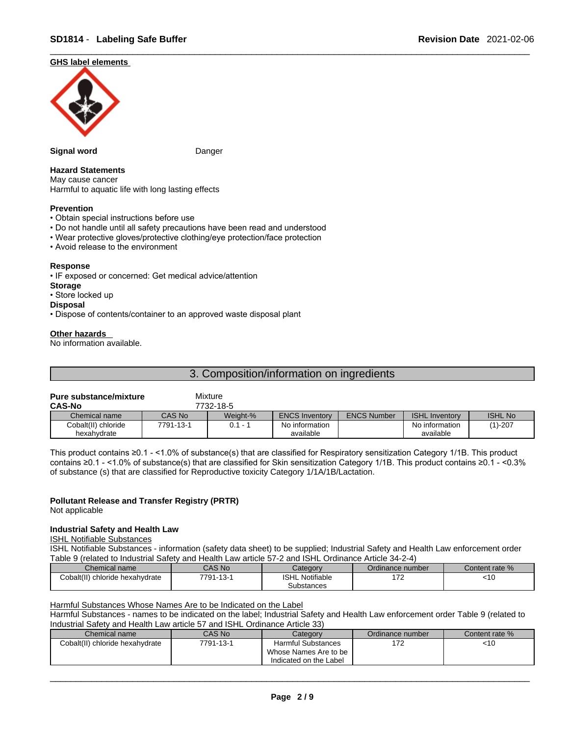### GHS label elements

**Signal word** Danger

**Hazard Statements**
May cause cancer
Harmful to aquatic life with long lasting effects

**Prevention**
- Obtain special instructions before use
- Do not handle until all safety precautions have been read and understood
- Wear protective gloves/protective clothing/eye protection/face protection
- Avoid release to the environment

**Response**
- IF exposed or concerned: Get medical advice/attention

**Storage**
- Store locked up

**Disposal**
- Dispose of contents/container to an approved waste disposal plant

### Other hazards

No information available.

## 3. Composition/information on ingredients

**Pure substance/mixture** Mixture
**CAS-No** 7732-18-5

| Chemical name | CAS No | Weight-% | ENCS Inventory | ENCS Number | ISHL Inventory | ISHL No |
|---|---|---|---|---|---|---|
| Cobalt(II) chloride hexahydrate | 7791-13-1 | 0.1 - 1 | No information available | | No information available | (1)-207 |

This product contains ≥0.1 - <1.0% of substance(s) that are classified for Respiratory sensitization Category 1/1B. This product contains ≥0.1 - <1.0% of substance(s) that are classified for Skin sensitization Category 1/1B. This product contains ≥0.1 - <0.3% of substance (s) that are classified for Reproductive toxicity Category 1/1A/1B/Lactation.

**Pollutant Release and Transfer Registry (PRTR)**
Not applicable

**Industrial Safety and Health Law**
ISHL Notifiable Substances
ISHL Notifiable Substances - information (safety data sheet) to be supplied; Industrial Safety and Health Law enforcement order Table 9 (related to Industrial Safety and Health Law article 57-2 and ISHL Ordinance Article 34-2-4)

| Chemical name | CAS No | Category | Ordinance number | Content rate % |
|---|---|---|---|---|
| Cobalt(II) chloride hexahydrate | 7791-13-1 | ISHL Notifiable Substances | 172 | <10 |

Harmful Substances Whose Names Are to be Indicated on the Label
Harmful Substances - names to be indicated on the label; Industrial Safety and Health Law enforcement order Table 9 (related to Industrial Safety and Health Law article 57 and ISHL Ordinance Article 33)

| Chemical name | CAS No | Category | Ordinance number | Content rate % |
|---|---|---|---|---|
| Cobalt(II) chloride hexahydrate | 7791-13-1 | Harmful Substances Whose Names Are to be Indicated on the Label | 172 | <10 |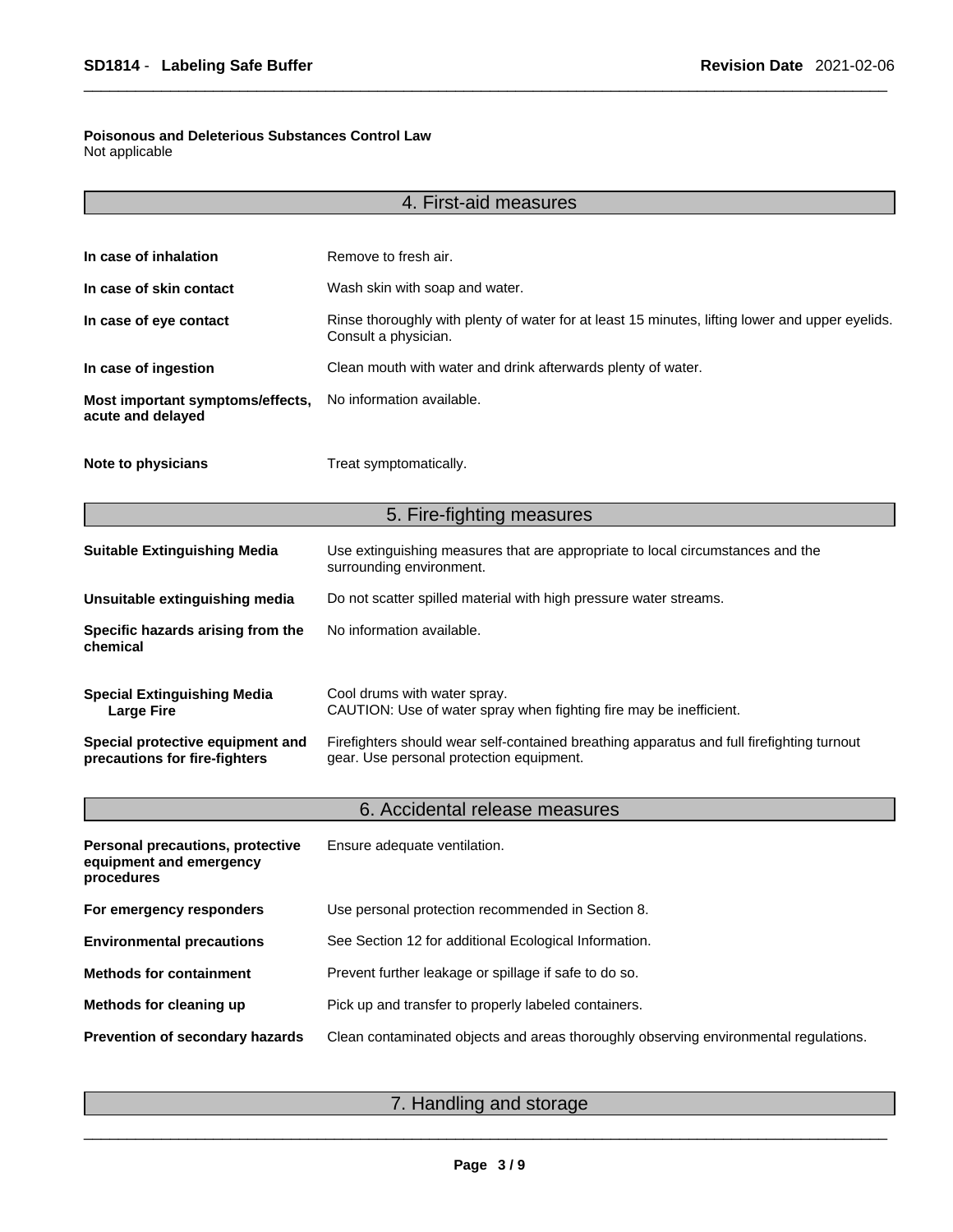**Poisonous and Deleterious Substances Control Law**
Not applicable

## 4. First-aid measures

| | |
|---|---|
| **In case of inhalation** | Remove to fresh air. |
| **In case of skin contact** | Wash skin with soap and water. |
| **In case of eye contact** | Rinse thoroughly with plenty of water for at least 15 minutes, lifting lower and upper eyelids. Consult a physician. |
| **In case of ingestion** | Clean mouth with water and drink afterwards plenty of water. |
| **Most important symptoms/effects, acute and delayed** | No information available. |
| **Note to physicians** | Treat symptomatically. |

## 5. Fire-fighting measures

| | |
|---|---|
| **Suitable Extinguishing Media** | Use extinguishing measures that are appropriate to local circumstances and the surrounding environment. |
| **Unsuitable extinguishing media** | Do not scatter spilled material with high pressure water streams. |
| **Specific hazards arising from the chemical** | No information available. |
| **Special Extinguishing Media**<br>**Large Fire** | Cool drums with water spray.<br>CAUTION: Use of water spray when fighting fire may be inefficient. |
| **Special protective equipment and precautions for fire-fighters** | Firefighters should wear self-contained breathing apparatus and full firefighting turnout gear. Use personal protection equipment. |

## 6. Accidental release measures

| | |
|---|---|
| **Personal precautions, protective equipment and emergency procedures** | Ensure adequate ventilation. |
| **For emergency responders** | Use personal protection recommended in Section 8. |
| **Environmental precautions** | See Section 12 for additional Ecological Information. |
| **Methods for containment** | Prevent further leakage or spillage if safe to do so. |
| **Methods for cleaning up** | Pick up and transfer to properly labeled containers. |
| **Prevention of secondary hazards** | Clean contaminated objects and areas thoroughly observing environmental regulations. |

## 7. Handling and storage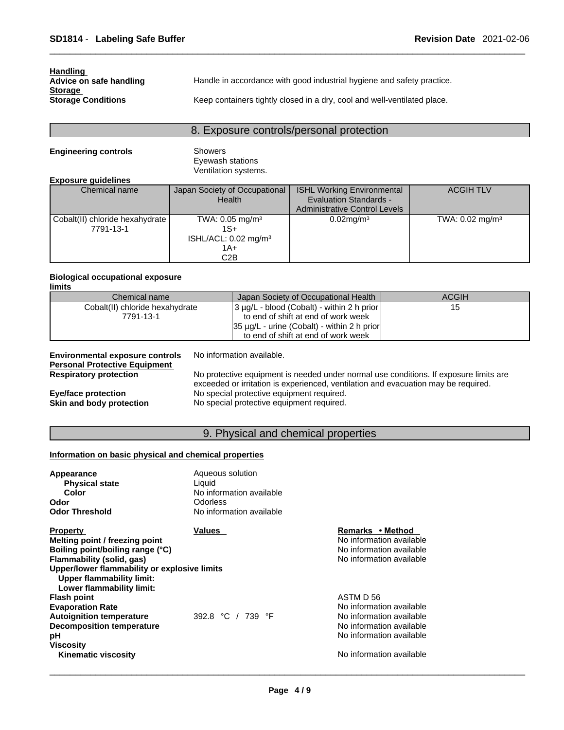**Handling**

**Advice on safe handling** Handle in accordance with good industrial hygiene and safety practice.

**Storage**

**Storage Conditions** Keep containers tightly closed in a dry, cool and well-ventilated place.

## 8. Exposure controls/personal protection

**Engineering controls** Showers
Eyewash stations
Ventilation systems.

**Exposure guidelines**

| Chemical name | Japan Society of Occupational Health | ISHL Working Environmental Evaluation Standards - Administrative Control Levels | ACGIH TLV |
|---|---|---|---|
| Cobalt(II) chloride hexahydrate 7791-13-1 | TWA: 0.05 mg/m³ 1S+ ISHL/ACL: 0.02 mg/m³ 1A+ C2B | 0.02mg/m³ | TWA: 0.02 mg/m³ |

**Biological occupational exposure limits**

| Chemical name | Japan Society of Occupational Health | ACGIH |
|---|---|---|
| Cobalt(II) chloride hexahydrate 7791-13-1 | 3 µg/L - blood (Cobalt) - within 2 h prior to end of shift at end of work week 35 µg/L - urine (Cobalt) - within 2 h prior to end of shift at end of work week | 15 |

**Environmental exposure controls** No information available.

**Personal Protective Equipment**

**Respiratory protection** No protective equipment is needed under normal use conditions. If exposure limits are exceeded or irritation is experienced, ventilation and evacuation may be required.

**Eye/face protection** No special protective equipment required.

**Skin and body protection** No special protective equipment required.

## 9. Physical and chemical properties

**Information on basic physical and chemical properties**

**Appearance** Aqueous solution
**Physical state** Liquid
**Color** No information available
**Odor** Odorless
**Odor Threshold** No information available

| Property | Values | Remarks • Method |
|---|---|---|
| **Melting point / freezing point** | | No information available |
| **Boiling point/boiling range (°C)** | | No information available |
| **Flammability (solid, gas)** | | No information available |
| **Upper/lower flammability or explosive limits** | | |
| **Upper flammability limit:** | | |
| **Lower flammability limit:** | | |
| **Flash point** | | ASTM D 56 |
| **Evaporation Rate** | | No information available |
| **Autoignition temperature** | 392.8 °C / 739 °F | No information available |
| **Decomposition temperature** | | No information available |
| **pH** | | No information available |
| **Viscosity** | | |
| **Kinematic viscosity** | | No information available |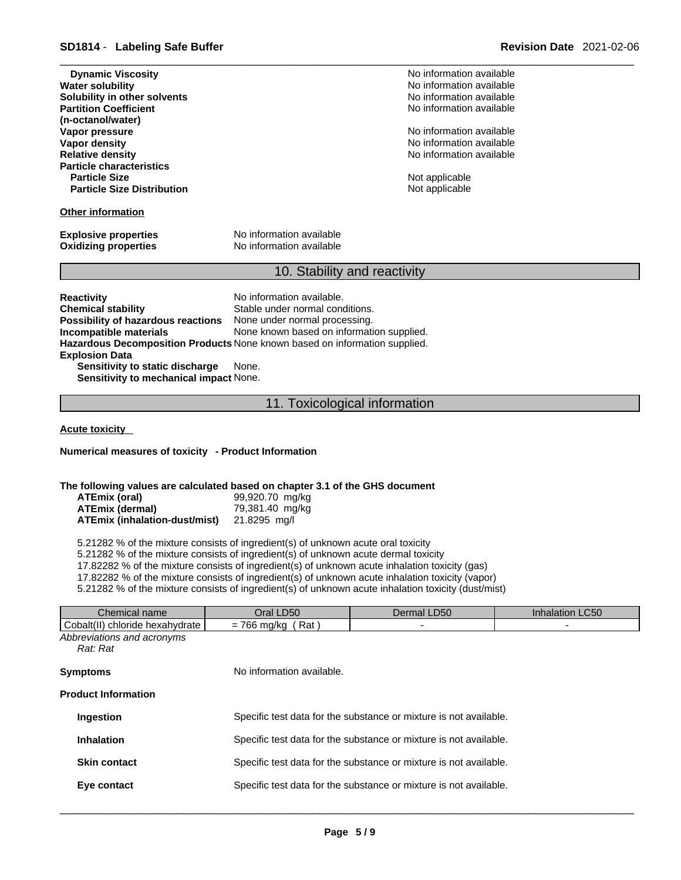| | |
|---|---|
| **Dynamic Viscosity** | No information available |
| **Water solubility** | No information available |
| **Solubility in other solvents** | No information available |
| **Partition Coefficient (n-octanol/water)** | No information available |
| **Vapor pressure** | No information available |
| **Vapor density** | No information available |
| **Relative density** | No information available |
| **Particle characteristics** | |
| **Particle Size** | Not applicable |
| **Particle Size Distribution** | Not applicable |

**Other information**

**Explosive properties** No information available
**Oxidizing properties** No information available

## 10. Stability and reactivity

**Reactivity** No information available.
**Chemical stability** Stable under normal conditions.
**Possibility of hazardous reactions** None under normal processing.
**Incompatible materials** None known based on information supplied.
**Hazardous Decomposition Products** None known based on information supplied.
**Explosion Data**
**Sensitivity to static discharge** None.
**Sensitivity to mechanical impact** None.

## 11. Toxicological information

**Acute toxicity**

**Numerical measures of toxicity - Product Information**

**The following values are calculated based on chapter 3.1 of the GHS document**

**ATEmix (oral)** 99,920.70 mg/kg
**ATEmix (dermal)** 79,381.40 mg/kg
**ATEmix (inhalation-dust/mist)** 21.8295 mg/l

5.21282 % of the mixture consists of ingredient(s) of unknown acute oral toxicity
5.21282 % of the mixture consists of ingredient(s) of unknown acute dermal toxicity
17.82282 % of the mixture consists of ingredient(s) of unknown acute inhalation toxicity (gas)
17.82282 % of the mixture consists of ingredient(s) of unknown acute inhalation toxicity (vapor)
5.21282 % of the mixture consists of ingredient(s) of unknown acute inhalation toxicity (dust/mist)

| Chemical name | Oral LD50 | Dermal LD50 | Inhalation LC50 |
|---|---|---|---|
| Cobalt(II) chloride hexahydrate | = 766 mg/kg ( Rat ) | - | - |

*Abbreviations and acronyms*
*Rat: Rat*

**Symptoms** No information available.

**Product Information**

**Ingestion** Specific test data for the substance or mixture is not available.

**Inhalation** Specific test data for the substance or mixture is not available.

**Skin contact** Specific test data for the substance or mixture is not available.

**Eye contact** Specific test data for the substance or mixture is not available.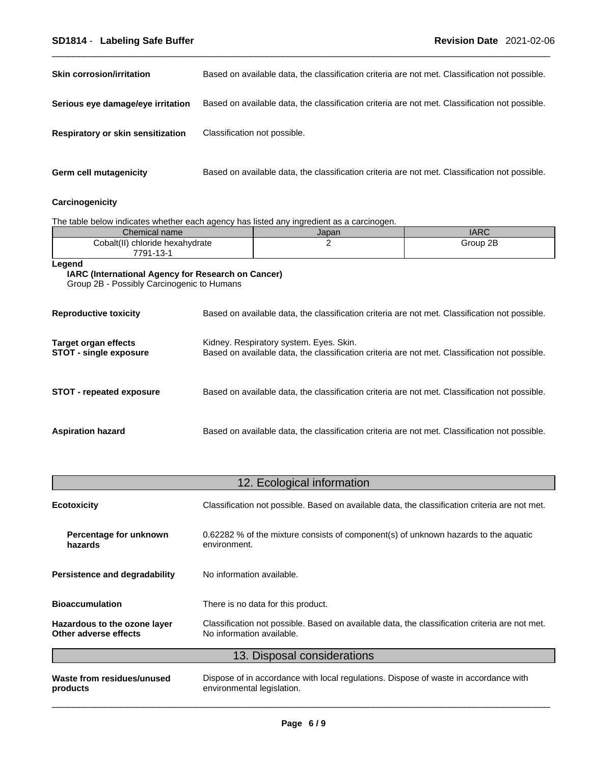**Skin corrosion/irritation** Based on available data, the classification criteria are not met. Classification not possible.

**Serious eye damage/eye irritation** Based on available data, the classification criteria are not met. Classification not possible.

**Respiratory or skin sensitization** Classification not possible.

**Germ cell mutagenicity** Based on available data, the classification criteria are not met. Classification not possible.

**Carcinogenicity**

The table below indicates whether each agency has listed any ingredient as a carcinogen.

| Chemical name | Japan | IARC |
|---|---|---|
| Cobalt(II) chloride hexahydrate 7791-13-1 | 2 | Group 2B |

**Legend**

**IARC (International Agency for Research on Cancer)**
Group 2B - Possibly Carcinogenic to Humans

**Reproductive toxicity** Based on available data, the classification criteria are not met. Classification not possible.

**Target organ effects** Kidney. Respiratory system. Eyes. Skin.
**STOT - single exposure** Based on available data, the classification criteria are not met. Classification not possible.

**STOT - repeated exposure** Based on available data, the classification criteria are not met. Classification not possible.

**Aspiration hazard** Based on available data, the classification criteria are not met. Classification not possible.

## 12. Ecological information

**Ecotoxicity** Classification not possible. Based on available data, the classification criteria are not met.

**Percentage for unknown hazards** 0.62282 % of the mixture consists of component(s) of unknown hazards to the aquatic environment.

**Persistence and degradability** No information available.

**Bioaccumulation** There is no data for this product.

**Hazardous to the ozone layer** Classification not possible. Based on available data, the classification criteria are not met.
**Other adverse effects** No information available.

## 13. Disposal considerations

**Waste from residues/unused products** Dispose of in accordance with local regulations. Dispose of waste in accordance with environmental legislation.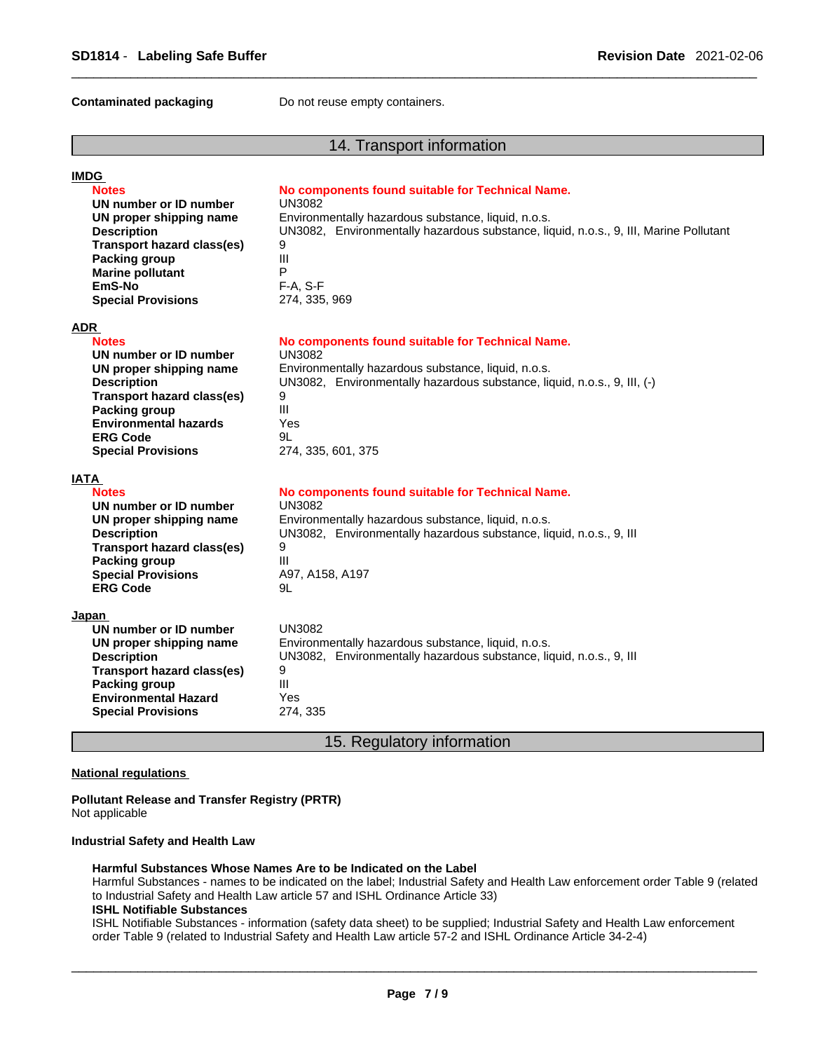**Contaminated packaging** Do not reuse empty containers.

## 14. Transport information

**IMDG**

| | |
|---|---|
| **Notes** | **No components found suitable for Technical Name.** |
| **UN number or ID number** | UN3082 |
| **UN proper shipping name** | Environmentally hazardous substance, liquid, n.o.s. |
| **Description** | UN3082, Environmentally hazardous substance, liquid, n.o.s., 9, III, Marine Pollutant |
| **Transport hazard class(es)** | 9 |
| **Packing group** | III |
| **Marine pollutant** | P |
| **EmS-No** | F-A, S-F |
| **Special Provisions** | 274, 335, 969 |

**ADR**

| | |
|---|---|
| **Notes** | **No components found suitable for Technical Name.** |
| **UN number or ID number** | UN3082 |
| **UN proper shipping name** | Environmentally hazardous substance, liquid, n.o.s. |
| **Description** | UN3082, Environmentally hazardous substance, liquid, n.o.s., 9, III, (-) |
| **Transport hazard class(es)** | 9 |
| **Packing group** | III |
| **Environmental hazards** | Yes |
| **ERG Code** | 9L |
| **Special Provisions** | 274, 335, 601, 375 |

**IATA**

| | |
|---|---|
| **Notes** | **No components found suitable for Technical Name.** |
| **UN number or ID number** | UN3082 |
| **UN proper shipping name** | Environmentally hazardous substance, liquid, n.o.s. |
| **Description** | UN3082, Environmentally hazardous substance, liquid, n.o.s., 9, III |
| **Transport hazard class(es)** | 9 |
| **Packing group** | III |
| **Special Provisions** | A97, A158, A197 |
| **ERG Code** | 9L |

**Japan**

| | |
|---|---|
| **UN number or ID number** | UN3082 |
| **UN proper shipping name** | Environmentally hazardous substance, liquid, n.o.s. |
| **Description** | UN3082, Environmentally hazardous substance, liquid, n.o.s., 9, III |
| **Transport hazard class(es)** | 9 |
| **Packing group** | III |
| **Environmental Hazard** | Yes |
| **Special Provisions** | 274, 335 |

## 15. Regulatory information

**National regulations**

**Pollutant Release and Transfer Registry (PRTR)**
Not applicable

**Industrial Safety and Health Law**

**Harmful Substances Whose Names Are to be Indicated on the Label**
Harmful Substances - names to be indicated on the label; Industrial Safety and Health Law enforcement order Table 9 (related to Industrial Safety and Health Law article 57 and ISHL Ordinance Article 33)

**ISHL Notifiable Substances**
ISHL Notifiable Substances - information (safety data sheet) to be supplied; Industrial Safety and Health Law enforcement order Table 9 (related to Industrial Safety and Health Law article 57-2 and ISHL Ordinance Article 34-2-4)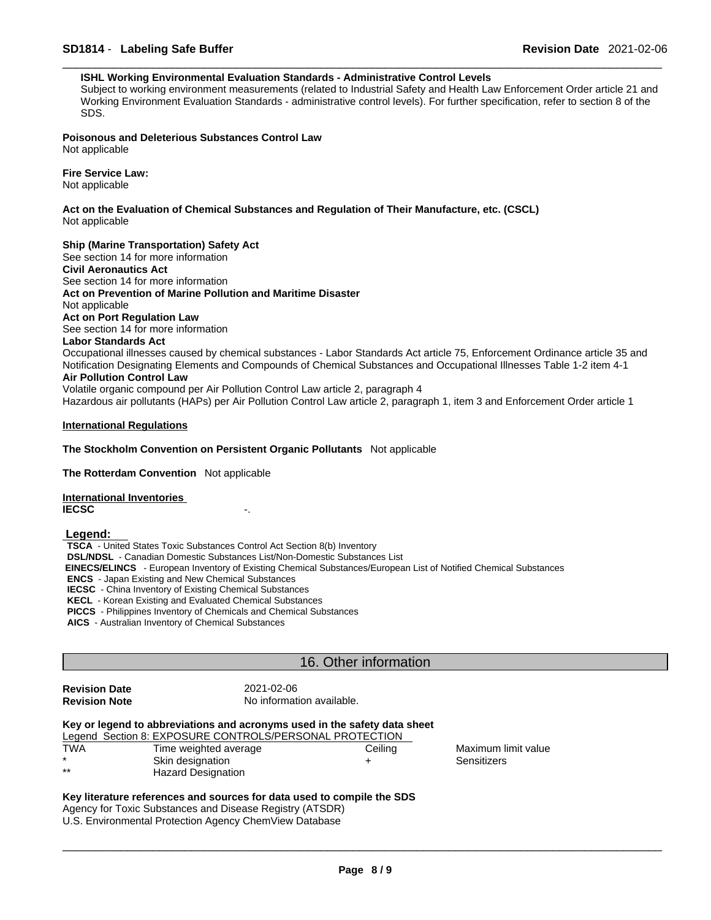**ISHL Working Environmental Evaluation Standards - Administrative Control Levels**

Subject to working environment measurements (related to Industrial Safety and Health Law Enforcement Order article 21 and Working Environment Evaluation Standards - administrative control levels). For further specification, refer to section 8 of the SDS.

**Poisonous and Deleterious Substances Control Law**
Not applicable

**Fire Service Law:**
Not applicable

**Act on the Evaluation of Chemical Substances and Regulation of Their Manufacture, etc. (CSCL)**
Not applicable

**Ship (Marine Transportation) Safety Act**
See section 14 for more information
**Civil Aeronautics Act**
See section 14 for more information
**Act on Prevention of Marine Pollution and Maritime Disaster**
Not applicable
**Act on Port Regulation Law**
See section 14 for more information
**Labor Standards Act**
Occupational illnesses caused by chemical substances - Labor Standards Act article 75, Enforcement Ordinance article 35 and Notification Designating Elements and Compounds of Chemical Substances and Occupational Illnesses Table 1-2 item 4-1
**Air Pollution Control Law**
Volatile organic compound per Air Pollution Control Law article 2, paragraph 4
Hazardous air pollutants (HAPs) per Air Pollution Control Law article 2, paragraph 1, item 3 and Enforcement Order article 1

**International Regulations**

**The Stockholm Convention on Persistent Organic Pollutants** Not applicable

**The Rotterdam Convention** Not applicable

**International Inventories**

| | |
|---|---|
| **IECSC** | -. |

**Legend:**

**TSCA** - United States Toxic Substances Control Act Section 8(b) Inventory
**DSL/NDSL** - Canadian Domestic Substances List/Non-Domestic Substances List
**EINECS/ELINCS** - European Inventory of Existing Chemical Substances/European List of Notified Chemical Substances
**ENCS** - Japan Existing and New Chemical Substances
**IECSC** - China Inventory of Existing Chemical Substances
**KECL** - Korean Existing and Evaluated Chemical Substances
**PICCS** - Philippines Inventory of Chemicals and Chemical Substances
**AICS** - Australian Inventory of Chemical Substances

## 16. Other information

| | |
|---|---|
| **Revision Date** | 2021-02-06 |
| **Revision Note** | No information available. |

**Key or legend to abbreviations and acronyms used in the safety data sheet**

Legend Section 8: EXPOSURE CONTROLS/PERSONAL PROTECTION

| | | | |
|---|---|---|---|
| TWA | Time weighted average | Ceiling | Maximum limit value |
| * | Skin designation | + | Sensitizers |
| ** | Hazard Designation | | |

**Key literature references and sources for data used to compile the SDS**
Agency for Toxic Substances and Disease Registry (ATSDR)
U.S. Environmental Protection Agency ChemView Database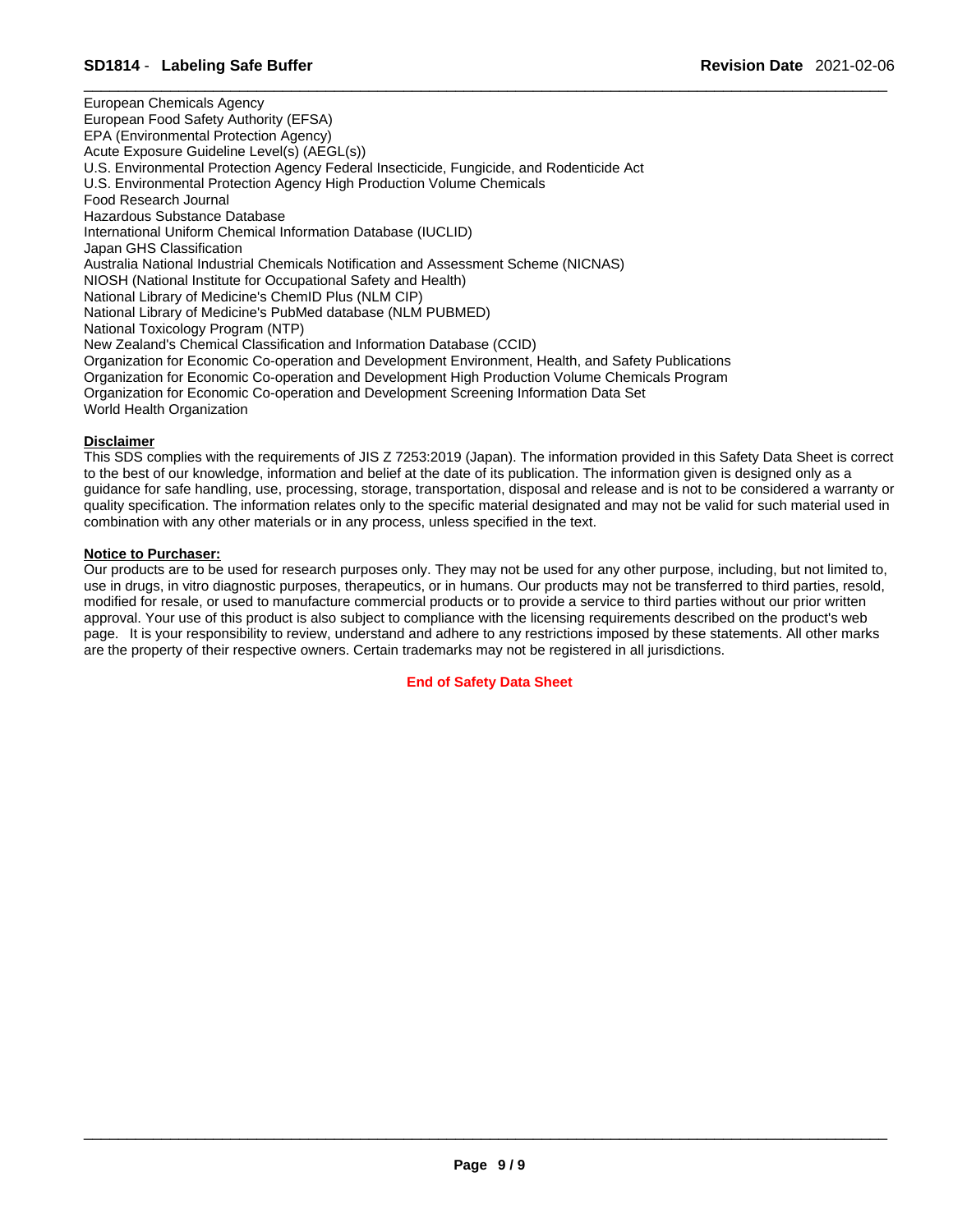European Chemicals Agency
European Food Safety Authority (EFSA)
EPA (Environmental Protection Agency)
Acute Exposure Guideline Level(s) (AEGL(s))
U.S. Environmental Protection Agency Federal Insecticide, Fungicide, and Rodenticide Act
U.S. Environmental Protection Agency High Production Volume Chemicals
Food Research Journal
Hazardous Substance Database
International Uniform Chemical Information Database (IUCLID)
Japan GHS Classification
Australia National Industrial Chemicals Notification and Assessment Scheme (NICNAS)
NIOSH (National Institute for Occupational Safety and Health)
National Library of Medicine's ChemID Plus (NLM CIP)
National Library of Medicine's PubMed database (NLM PUBMED)
National Toxicology Program (NTP)
New Zealand's Chemical Classification and Information Database (CCID)
Organization for Economic Co-operation and Development Environment, Health, and Safety Publications
Organization for Economic Co-operation and Development High Production Volume Chemicals Program
Organization for Economic Co-operation and Development Screening Information Data Set
World Health Organization

**Disclaimer**

This SDS complies with the requirements of JIS Z 7253:2019 (Japan). The information provided in this Safety Data Sheet is correct to the best of our knowledge, information and belief at the date of its publication. The information given is designed only as a guidance for safe handling, use, processing, storage, transportation, disposal and release and is not to be considered a warranty or quality specification. The information relates only to the specific material designated and may not be valid for such material used in combination with any other materials or in any process, unless specified in the text.

**Notice to Purchaser:**

Our products are to be used for research purposes only. They may not be used for any other purpose, including, but not limited to, use in drugs, in vitro diagnostic purposes, therapeutics, or in humans. Our products may not be transferred to third parties, resold, modified for resale, or used to manufacture commercial products or to provide a service to third parties without our prior written approval. Your use of this product is also subject to compliance with the licensing requirements described on the product's web page. It is your responsibility to review, understand and adhere to any restrictions imposed by these statements. All other marks are the property of their respective owners. Certain trademarks may not be registered in all jurisdictions.

**End of Safety Data Sheet**